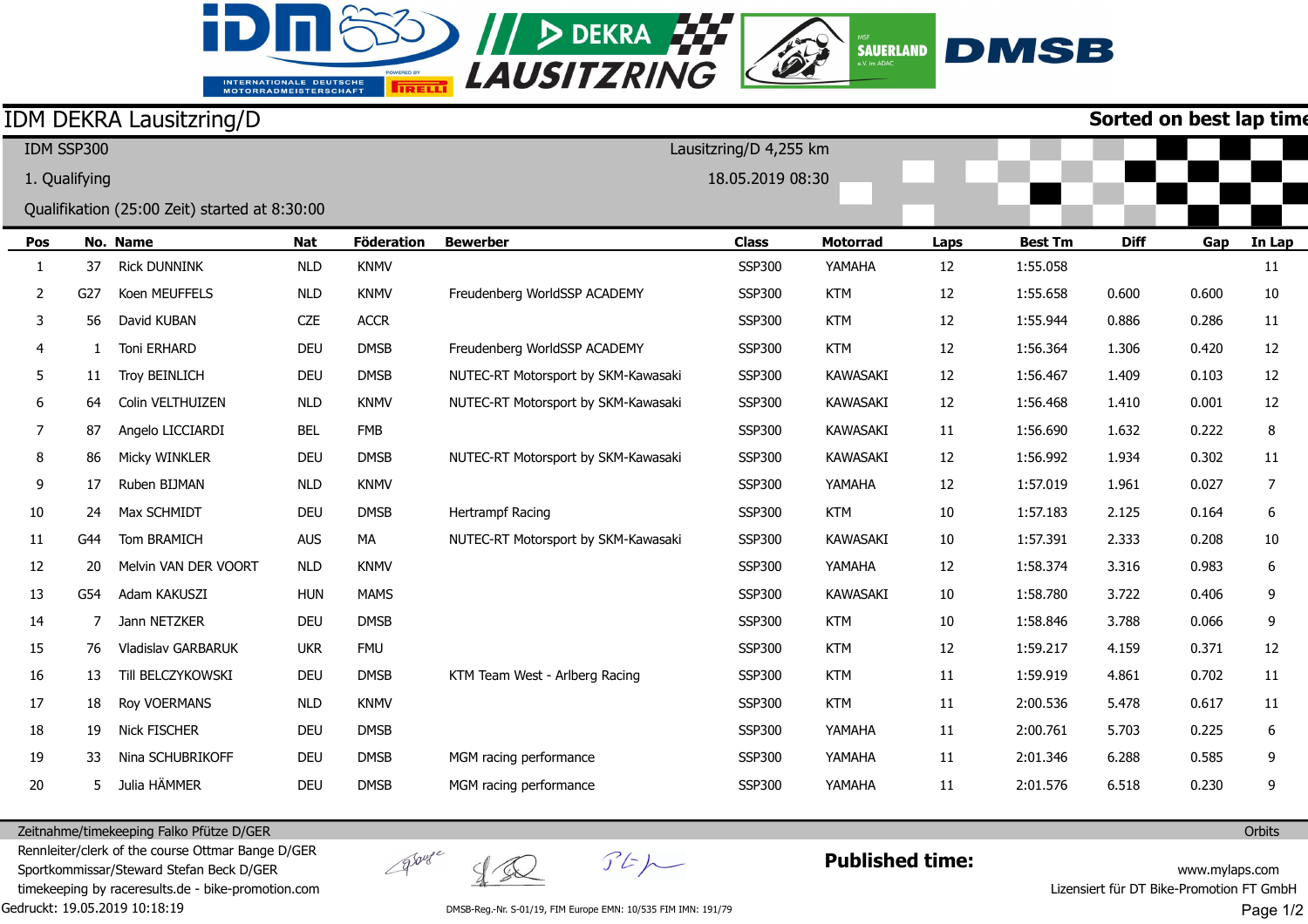# IDM DEKRA Lausitzring/D

**Sorted on best lap time**

IDM SSP300

1. Qualifying

Qualifikation (25:00 Zeit) started at 8:30:00

Lausitzring/D 4,255 km

18.05.2019 08:30

| Pos | No. | Name | Nat | Föderation | Bewerber | Class | Motorrad | Laps | Best Tm | Diff | Gap | In Lap |
|---|---|---|---|---|---|---|---|---|---|---|---|---|
| 1 | 37 | Rick DUNNINK | NLD | KNMV | | SSP300 | YAMAHA | 12 | 1:55.058 | | | 11 |
| 2 | G27 | Koen MEUFFELS | NLD | KNMV | Freudenberg WorldSSP ACADEMY | SSP300 | KTM | 12 | 1:55.658 | 0.600 | 0.600 | 10 |
| 3 | 56 | David KUBAN | CZE | ACCR | | SSP300 | KTM | 12 | 1:55.944 | 0.886 | 0.286 | 11 |
| 4 | 1 | Toni ERHARD | DEU | DMSB | Freudenberg WorldSSP ACADEMY | SSP300 | KTM | 12 | 1:56.364 | 1.306 | 0.420 | 12 |
| 5 | 11 | Troy BEINLICH | DEU | DMSB | NUTEC-RT Motorsport by SKM-Kawasaki | SSP300 | KAWASAKI | 12 | 1:56.467 | 1.409 | 0.103 | 12 |
| 6 | 64 | Colin VELTHUIZEN | NLD | KNMV | NUTEC-RT Motorsport by SKM-Kawasaki | SSP300 | KAWASAKI | 12 | 1:56.468 | 1.410 | 0.001 | 12 |
| 7 | 87 | Angelo LICCIARDI | BEL | FMB | | SSP300 | KAWASAKI | 11 | 1:56.690 | 1.632 | 0.222 | 8 |
| 8 | 86 | Micky WINKLER | DEU | DMSB | NUTEC-RT Motorsport by SKM-Kawasaki | SSP300 | KAWASAKI | 12 | 1:56.992 | 1.934 | 0.302 | 11 |
| 9 | 17 | Ruben BIJMAN | NLD | KNMV | | SSP300 | YAMAHA | 12 | 1:57.019 | 1.961 | 0.027 | 7 |
| 10 | 24 | Max SCHMIDT | DEU | DMSB | Hertrampf Racing | SSP300 | KTM | 10 | 1:57.183 | 2.125 | 0.164 | 6 |
| 11 | G44 | Tom BRAMICH | AUS | MA | NUTEC-RT Motorsport by SKM-Kawasaki | SSP300 | KAWASAKI | 10 | 1:57.391 | 2.333 | 0.208 | 10 |
| 12 | 20 | Melvin VAN DER VOORT | NLD | KNMV | | SSP300 | YAMAHA | 12 | 1:58.374 | 3.316 | 0.983 | 6 |
| 13 | G54 | Adam KAKUSZI | HUN | MAMS | | SSP300 | KAWASAKI | 10 | 1:58.780 | 3.722 | 0.406 | 9 |
| 14 | 7 | Jann NETZKER | DEU | DMSB | | SSP300 | KTM | 10 | 1:58.846 | 3.788 | 0.066 | 9 |
| 15 | 76 | Vladislav GARBARUK | UKR | FMU | | SSP300 | KTM | 12 | 1:59.217 | 4.159 | 0.371 | 12 |
| 16 | 13 | Till BELCZYKOWSKI | DEU | DMSB | KTM Team West - Arlberg Racing | SSP300 | KTM | 11 | 1:59.919 | 4.861 | 0.702 | 11 |
| 17 | 18 | Roy VOERMANS | NLD | KNMV | | SSP300 | KTM | 11 | 2:00.536 | 5.478 | 0.617 | 11 |
| 18 | 19 | Nick FISCHER | DEU | DMSB | | SSP300 | YAMAHA | 11 | 2:00.761 | 5.703 | 0.225 | 6 |
| 19 | 33 | Nina SCHUBRIKOFF | DEU | DMSB | MGM racing performance | SSP300 | YAMAHA | 11 | 2:01.346 | 6.288 | 0.585 | 9 |
| 20 | 5 | Julia HÄMMER | DEU | DMSB | MGM racing performance | SSP300 | YAMAHA | 11 | 2:01.576 | 6.518 | 0.230 | 9 |

Zeitnahme/timekeeping Falko Pfütze D/GER

Rennleiter/clerk of the course Ottmar Bange D/GER

Sportkommissar/Steward Stefan Beck D/GER

timekeeping by raceresults.de - bike-promotion.com

Gedruckt: 19.05.2019 10:18:19

DMSB-Reg.-Nr. S-01/19, FIM Europe EMN: 10/535 FIM IMN: 191/79

**Published time:**

Orbits

www.mylaps.com

Lizensiert für DT Bike-Promotion FT GmbH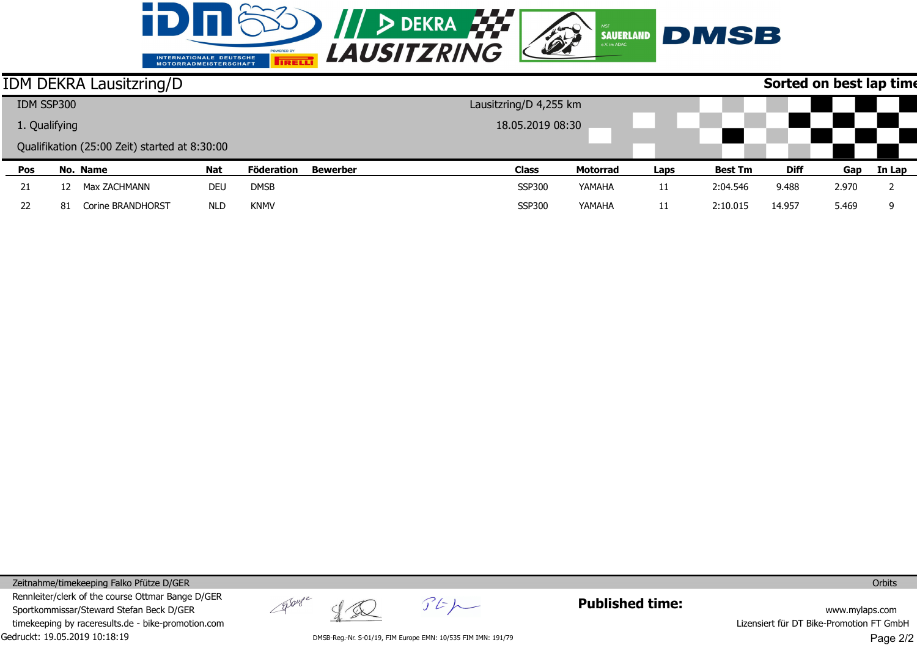# IDM DEKRA Lausitzring/D

**Sorted on best lap time**

IDM SSP300

1. Qualifying

Qualifikation (25:00 Zeit) started at 8:30:00

Lausitzring/D 4,255 km

18.05.2019 08:30

| Pos | No. | Name | Nat | Föderation | Bewerber | Class | Motorrad | Laps | Best Tm | Diff | Gap | In Lap |
|---|---|---|---|---|---|---|---|---|---|---|---|---|
| 21 | 12 | Max ZACHMANN | DEU | DMSB | | SSP300 | YAMAHA | 11 | 2:04.546 | 9.488 | 2.970 | 2 |
| 22 | 81 | Corine BRANDHORST | NLD | KNMV | | SSP300 | YAMAHA | 11 | 2:10.015 | 14.957 | 5.469 | 9 |

Zeitnahme/timekeeping Falko Pfütze D/GER

Rennleiter/clerk of the course Ottmar Bange D/GER

Sportkommissar/Steward Stefan Beck D/GER

timekeeping by raceresults.de - bike-promotion.com

Gedruckt: 19.05.2019 10:18:19

**Published time:**

Orbits

www.mylaps.com

Lizensiert für DT Bike-Promotion FT GmbH

DMSB-Reg.-Nr. S-01/19, FIM Europe EMN: 10/535 FIM IMN: 191/79